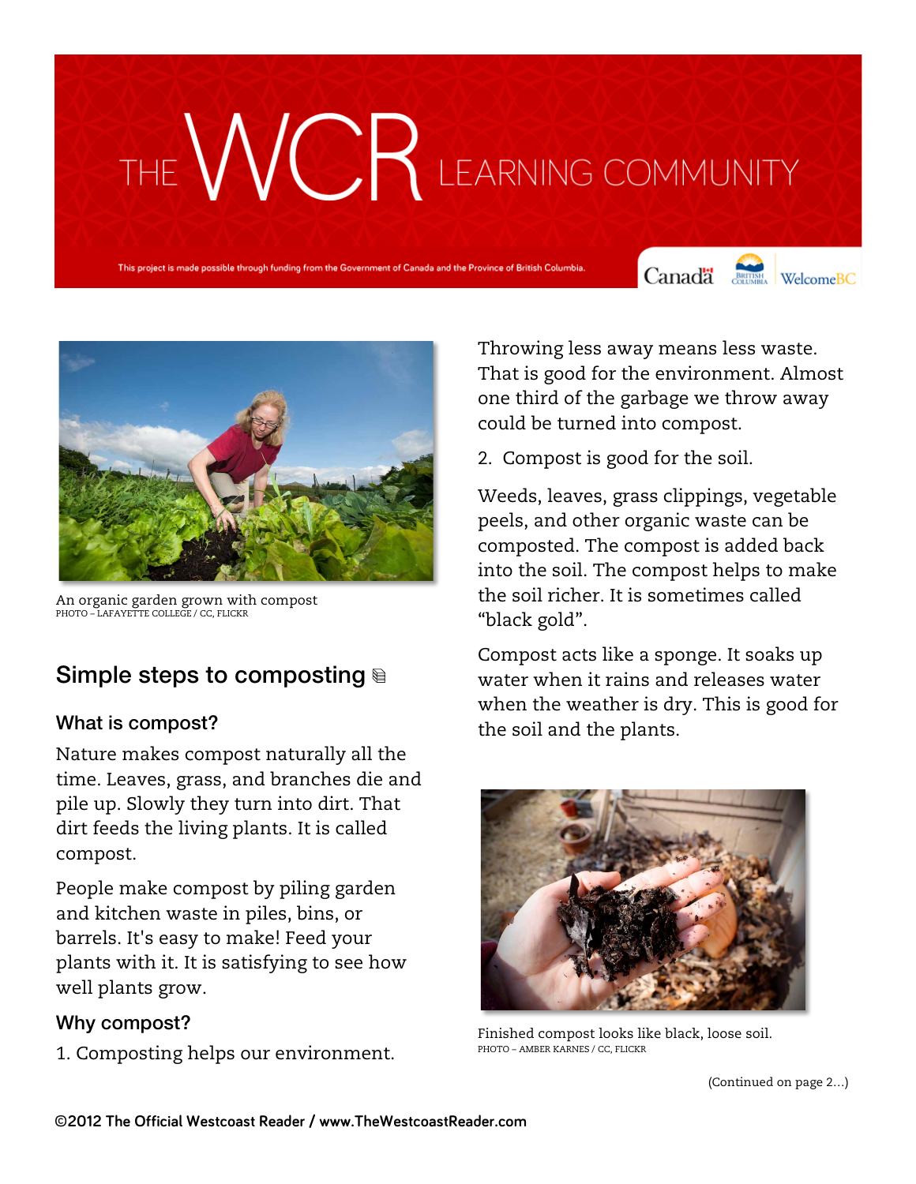# THE WCR LEARNING COMMUNITY

This project is made possible through funding from the Government of Canada and the Province of British Columbia.

An organic garden grown with compost
PHOTO – LAFAYETTE COLLEGE / CC, FLICKR

## Simple steps to composting

### What is compost?

Nature makes compost naturally all the time. Leaves, grass, and branches die and pile up. Slowly they turn into dirt. That dirt feeds the living plants. It is called compost.

People make compost by piling garden and kitchen waste in piles, bins, or barrels. It's easy to make! Feed your plants with it. It is satisfying to see how well plants grow.

### Why compost?

1. Composting helps our environment.

Throwing less away means less waste. That is good for the environment. Almost one third of the garbage we throw away could be turned into compost.

2. Compost is good for the soil.

Weeds, leaves, grass clippings, vegetable peels, and other organic waste can be composted. The compost is added back into the soil. The compost helps to make the soil richer. It is sometimes called "black gold".

Compost acts like a sponge. It soaks up water when it rains and releases water when the weather is dry. This is good for the soil and the plants.

Finished compost looks like black, loose soil.
PHOTO – AMBER KARNES / CC, FLICKR

(Continued on page 2...)

©2012 The Official Westcoast Reader / www.TheWestcoastReader.com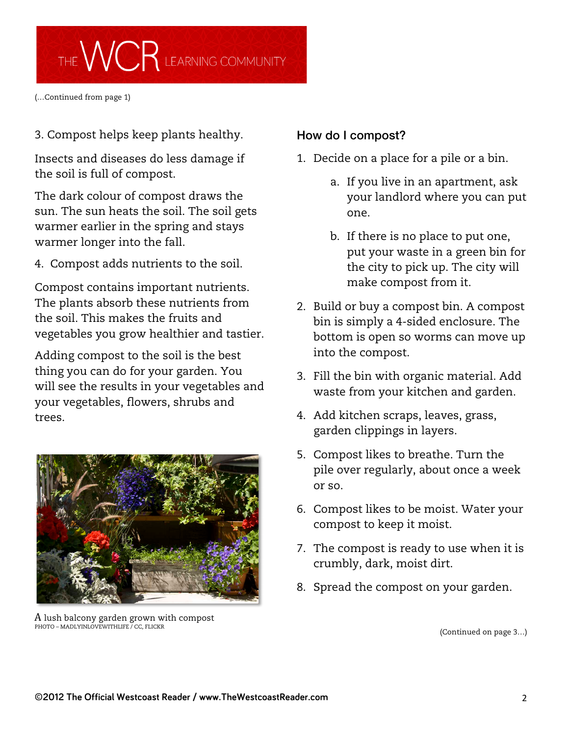(...Continued from page 1)

3. Compost helps keep plants healthy.

Insects and diseases do less damage if the soil is full of compost.

The dark colour of compost draws the sun. The sun heats the soil. The soil gets warmer earlier in the spring and stays warmer longer into the fall.

4. Compost adds nutrients to the soil.

Compost contains important nutrients. The plants absorb these nutrients from the soil. This makes the fruits and vegetables you grow healthier and tastier.

Adding compost to the soil is the best thing you can do for your garden. You will see the results in your vegetables and your vegetables, flowers, shrubs and trees.

A lush balcony garden grown with compost
PHOTO – MADLYINLOVEWITHLIFE / CC, FLICKR

### How do I compost?

1. Decide on a place for a pile or a bin.
   a. If you live in an apartment, ask your landlord where you can put one.
   b. If there is no place to put one, put your waste in a green bin for the city to pick up. The city will make compost from it.
2. Build or buy a compost bin. A compost bin is simply a 4-sided enclosure. The bottom is open so worms can move up into the compost.
3. Fill the bin with organic material. Add waste from your kitchen and garden.
4. Add kitchen scraps, leaves, grass, garden clippings in layers.
5. Compost likes to breathe. Turn the pile over regularly, about once a week or so.
6. Compost likes to be moist. Water your compost to keep it moist.
7. The compost is ready to use when it is crumbly, dark, moist dirt.
8. Spread the compost on your garden.

(Continued on page 3...)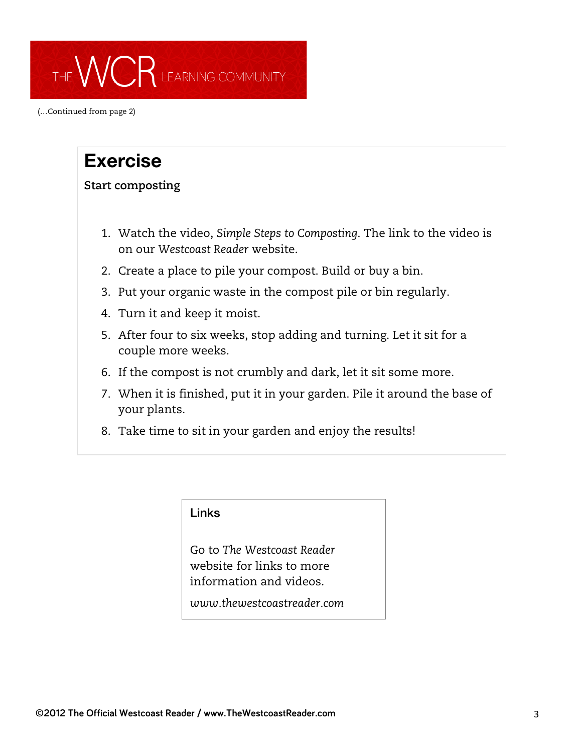(…Continued from page 2)

## Exercise

**Start composting**

1. Watch the video, *Simple Steps to Composting*. The link to the video is on our *Westcoast Reader* website.
2. Create a place to pile your compost. Build or buy a bin.
3. Put your organic waste in the compost pile or bin regularly.
4. Turn it and keep it moist.
5. After four to six weeks, stop adding and turning. Let it sit for a couple more weeks.
6. If the compost is not crumbly and dark, let it sit some more.
7. When it is finished, put it in your garden. Pile it around the base of your plants.
8. Take time to sit in your garden and enjoy the results!

### Links

Go to *The Westcoast Reader* website for links to more information and videos.

*www.thewestcoastreader.com*